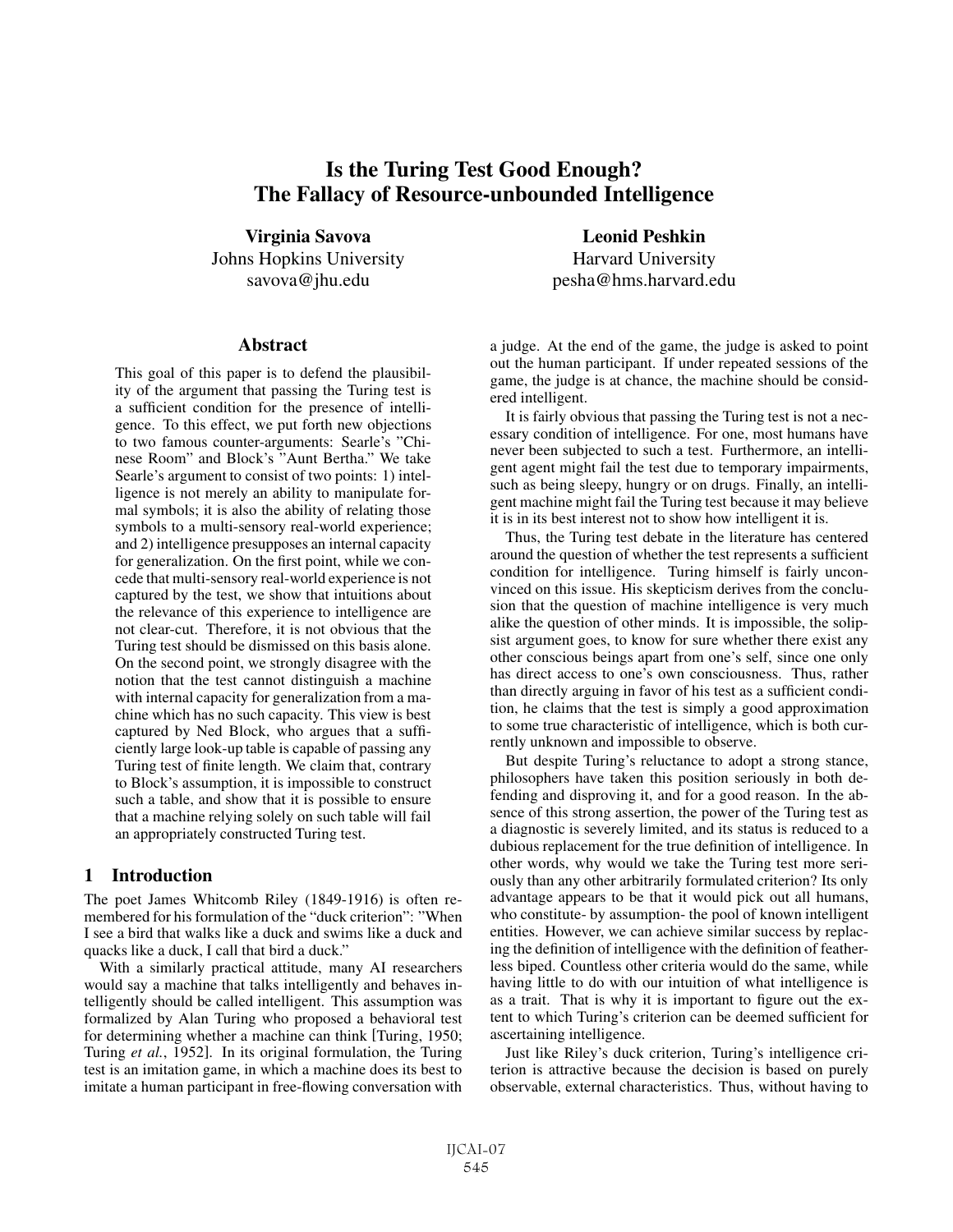# Is the Turing Test Good Enough? The Fallacy of Resource-unbounded Intelligence

**Virginia Savova**
Johns Hopkins University
savova@jhu.edu

**Leonid Peshkin**
Harvard University
pesha@hms.harvard.edu

## Abstract

This goal of this paper is to defend the plausibility of the argument that passing the Turing test is a sufficient condition for the presence of intelligence. To this effect, we put forth new objections to two famous counter-arguments: Searle's "Chinese Room" and Block's "Aunt Bertha." We take Searle's argument to consist of two points: 1) intelligence is not merely an ability to manipulate formal symbols; it is also the ability of relating those symbols to a multi-sensory real-world experience; and 2) intelligence presupposes an internal capacity for generalization. On the first point, while we concede that multi-sensory real-world experience is not captured by the test, we show that intuitions about the relevance of this experience to intelligence are not clear-cut. Therefore, it is not obvious that the Turing test should be dismissed on this basis alone. On the second point, we strongly disagree with the notion that the test cannot distinguish a machine with internal capacity for generalization from a machine which has no such capacity. This view is best captured by Ned Block, who argues that a sufficiently large look-up table is capable of passing any Turing test of finite length. We claim that, contrary to Block's assumption, it is impossible to construct such a table, and show that it is possible to ensure that a machine relying solely on such table will fail an appropriately constructed Turing test.

## 1 Introduction

The poet James Whitcomb Riley (1849-1916) is often remembered for his formulation of the "duck criterion": "When I see a bird that walks like a duck and swims like a duck and quacks like a duck, I call that bird a duck."

With a similarly practical attitude, many AI researchers would say a machine that talks intelligently and behaves intelligently should be called intelligent. This assumption was formalized by Alan Turing who proposed a behavioral test for determining whether a machine can think [Turing, 1950; Turing *et al.*, 1952]. In its original formulation, the Turing test is an imitation game, in which a machine does its best to imitate a human participant in free-flowing conversation with a judge. At the end of the game, the judge is asked to point out the human participant. If under repeated sessions of the game, the judge is at chance, the machine should be considered intelligent.

It is fairly obvious that passing the Turing test is not a necessary condition of intelligence. For one, most humans have never been subjected to such a test. Furthermore, an intelligent agent might fail the test due to temporary impairments, such as being sleepy, hungry or on drugs. Finally, an intelligent machine might fail the Turing test because it may believe it is in its best interest not to show how intelligent it is.

Thus, the Turing test debate in the literature has centered around the question of whether the test represents a sufficient condition for intelligence. Turing himself is fairly unconvinced on this issue. His skepticism derives from the conclusion that the question of machine intelligence is very much alike the question of other minds. It is impossible, the solipsist argument goes, to know for sure whether there exist any other conscious beings apart from one's self, since one only has direct access to one's own consciousness. Thus, rather than directly arguing in favor of his test as a sufficient condition, he claims that the test is simply a good approximation to some true characteristic of intelligence, which is both currently unknown and impossible to observe.

But despite Turing's reluctance to adopt a strong stance, philosophers have taken this position seriously in both defending and disproving it, and for a good reason. In the absence of this strong assertion, the power of the Turing test as a diagnostic is severely limited, and its status is reduced to a dubious replacement for the true definition of intelligence. In other words, why would we take the Turing test more seriously than any other arbitrarily formulated criterion? Its only advantage appears to be that it would pick out all humans, who constitute- by assumption- the pool of known intelligent entities. However, we can achieve similar success by replacing the definition of intelligence with the definition of featherless biped. Countless other criteria would do the same, while having little to do with our intuition of what intelligence is as a trait. That is why it is important to figure out the extent to which Turing's criterion can be deemed sufficient for ascertaining intelligence.

Just like Riley's duck criterion, Turing's intelligence criterion is attractive because the decision is based on purely observable, external characteristics. Thus, without having to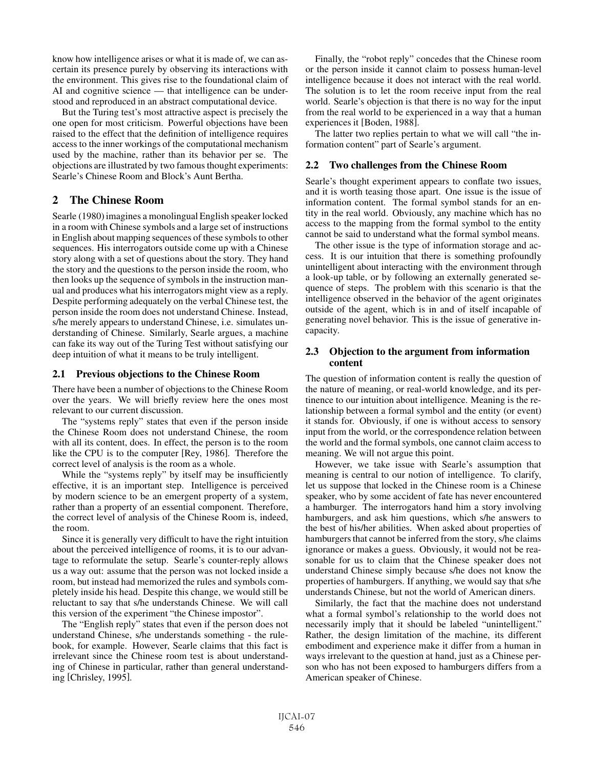know how intelligence arises or what it is made of, we can ascertain its presence purely by observing its interactions with the environment. This gives rise to the foundational claim of AI and cognitive science — that intelligence can be understood and reproduced in an abstract computational device.

But the Turing test's most attractive aspect is precisely the one open for most criticism. Powerful objections have been raised to the effect that the definition of intelligence requires access to the inner workings of the computational mechanism used by the machine, rather than its behavior per se. The objections are illustrated by two famous thought experiments: Searle's Chinese Room and Block's Aunt Bertha.

## 2 The Chinese Room

Searle (1980) imagines a monolingual English speaker locked in a room with Chinese symbols and a large set of instructions in English about mapping sequences of these symbols to other sequences. His interrogators outside come up with a Chinese story along with a set of questions about the story. They hand the story and the questions to the person inside the room, who then looks up the sequence of symbols in the instruction manual and produces what his interrogators might view as a reply. Despite performing adequately on the verbal Chinese test, the person inside the room does not understand Chinese. Instead, s/he merely appears to understand Chinese, i.e. simulates understanding of Chinese. Similarly, Searle argues, a machine can fake its way out of the Turing Test without satisfying our deep intuition of what it means to be truly intelligent.

### 2.1 Previous objections to the Chinese Room

There have been a number of objections to the Chinese Room over the years. We will briefly review here the ones most relevant to our current discussion.

The "systems reply" states that even if the person inside the Chinese Room does not understand Chinese, the room with all its content, does. In effect, the person is to the room like the CPU is to the computer [Rey, 1986]. Therefore the correct level of analysis is the room as a whole.

While the "systems reply" by itself may be insufficiently effective, it is an important step. Intelligence is perceived by modern science to be an emergent property of a system, rather than a property of an essential component. Therefore, the correct level of analysis of the Chinese Room is, indeed, the room.

Since it is generally very difficult to have the right intuition about the perceived intelligence of rooms, it is to our advantage to reformulate the setup. Searle's counter-reply allows us a way out: assume that the person was not locked inside a room, but instead had memorized the rules and symbols completely inside his head. Despite this change, we would still be reluctant to say that s/he understands Chinese. We will call this version of the experiment "the Chinese impostor".

The "English reply" states that even if the person does not understand Chinese, s/he understands something - the rulebook, for example. However, Searle claims that this fact is irrelevant since the Chinese room test is about understanding of Chinese in particular, rather than general understanding [Chrisley, 1995].

Finally, the "robot reply" concedes that the Chinese room or the person inside it cannot claim to possess human-level intelligence because it does not interact with the real world. The solution is to let the room receive input from the real world. Searle's objection is that there is no way for the input from the real world to be experienced in a way that a human experiences it [Boden, 1988].

The latter two replies pertain to what we will call "the information content" part of Searle's argument.

### 2.2 Two challenges from the Chinese Room

Searle's thought experiment appears to conflate two issues, and it is worth teasing those apart. One issue is the issue of information content. The formal symbol stands for an entity in the real world. Obviously, any machine which has no access to the mapping from the formal symbol to the entity cannot be said to understand what the formal symbol means.

The other issue is the type of information storage and access. It is our intuition that there is something profoundly unintelligent about interacting with the environment through a look-up table, or by following an externally generated sequence of steps. The problem with this scenario is that the intelligence observed in the behavior of the agent originates outside of the agent, which is in and of itself incapable of generating novel behavior. This is the issue of generative incapacity.

### 2.3 Objection to the argument from information content

The question of information content is really the question of the nature of meaning, or real-world knowledge, and its pertinence to our intuition about intelligence. Meaning is the relationship between a formal symbol and the entity (or event) it stands for. Obviously, if one is without access to sensory input from the world, or the correspondence relation between the world and the formal symbols, one cannot claim access to meaning. We will not argue this point.

However, we take issue with Searle's assumption that meaning is central to our notion of intelligence. To clarify, let us suppose that locked in the Chinese room is a Chinese speaker, who by some accident of fate has never encountered a hamburger. The interrogators hand him a story involving hamburgers, and ask him questions, which s/he answers to the best of his/her abilities. When asked about properties of hamburgers that cannot be inferred from the story, s/he claims ignorance or makes a guess. Obviously, it would not be reasonable for us to claim that the Chinese speaker does not understand Chinese simply because s/he does not know the properties of hamburgers. If anything, we would say that s/he understands Chinese, but not the world of American diners.

Similarly, the fact that the machine does not understand what a formal symbol's relationship to the world does not necessarily imply that it should be labeled "unintelligent." Rather, the design limitation of the machine, its different embodiment and experience make it differ from a human in ways irrelevant to the question at hand, just as a Chinese person who has not been exposed to hamburgers differs from a American speaker of Chinese.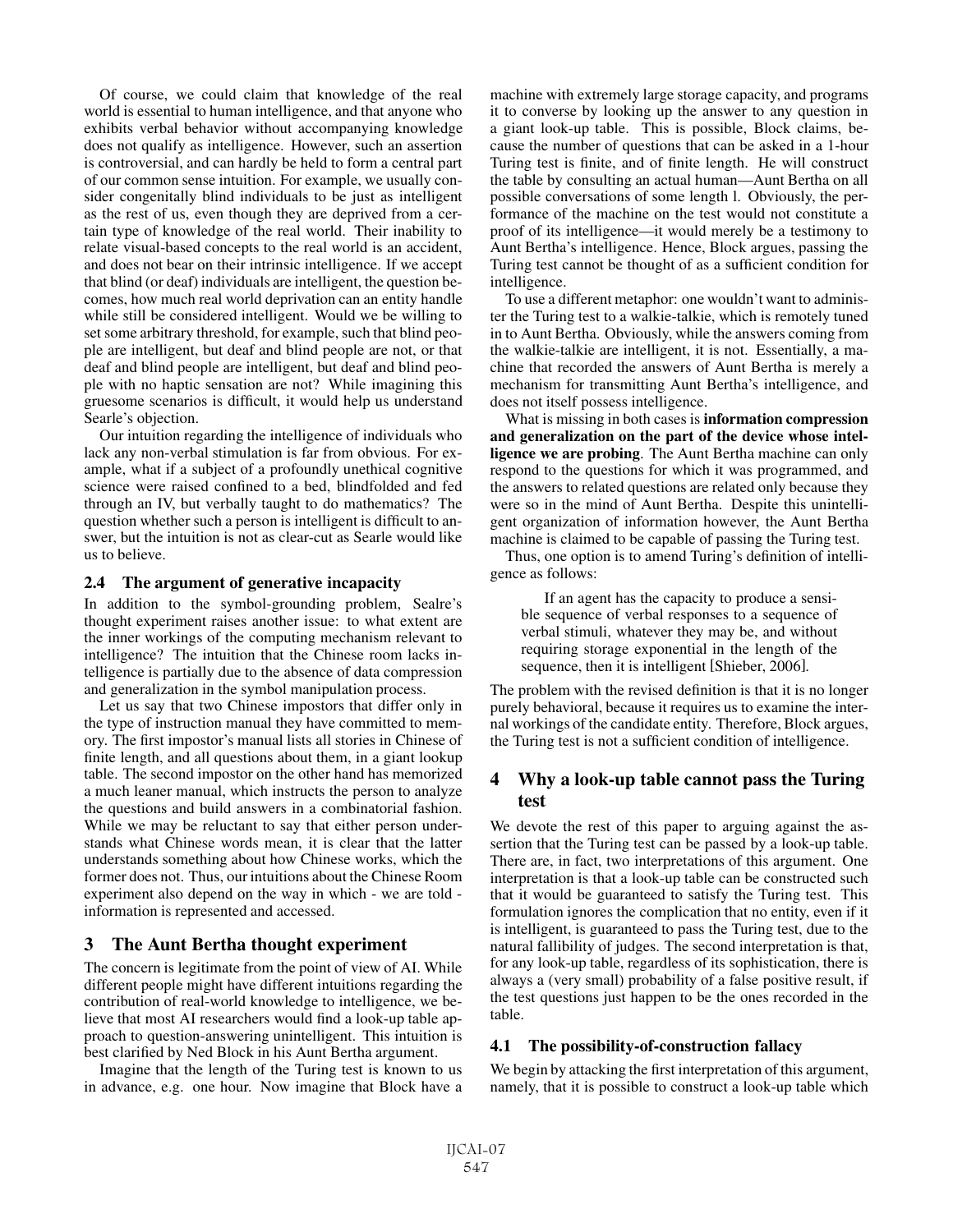Of course, we could claim that knowledge of the real world is essential to human intelligence, and that anyone who exhibits verbal behavior without accompanying knowledge does not qualify as intelligence. However, such an assertion is controversial, and can hardly be held to form a central part of our common sense intuition. For example, we usually consider congenitally blind individuals to be just as intelligent as the rest of us, even though they are deprived from a certain type of knowledge of the real world. Their inability to relate visual-based concepts to the real world is an accident, and does not bear on their intrinsic intelligence. If we accept that blind (or deaf) individuals are intelligent, the question becomes, how much real world deprivation can an entity handle while still be considered intelligent. Would we be willing to set some arbitrary threshold, for example, such that blind people are intelligent, but deaf and blind people are not, or that deaf and blind people are intelligent, but deaf and blind people with no haptic sensation are not? While imagining this gruesome scenarios is difficult, it would help us understand Searle's objection.

Our intuition regarding the intelligence of individuals who lack any non-verbal stimulation is far from obvious. For example, what if a subject of a profoundly unethical cognitive science were raised confined to a bed, blindfolded and fed through an IV, but verbally taught to do mathematics? The question whether such a person is intelligent is difficult to answer, but the intuition is not as clear-cut as Searle would like us to believe.

### 2.4 The argument of generative incapacity

In addition to the symbol-grounding problem, Sealre's thought experiment raises another issue: to what extent are the inner workings of the computing mechanism relevant to intelligence? The intuition that the Chinese room lacks intelligence is partially due to the absence of data compression and generalization in the symbol manipulation process.

Let us say that two Chinese impostors that differ only in the type of instruction manual they have committed to memory. The first impostor's manual lists all stories in Chinese of finite length, and all questions about them, in a giant lookup table. The second impostor on the other hand has memorized a much leaner manual, which instructs the person to analyze the questions and build answers in a combinatorial fashion. While we may be reluctant to say that either person understands what Chinese words mean, it is clear that the latter understands something about how Chinese works, which the former does not. Thus, our intuitions about the Chinese Room experiment also depend on the way in which - we are told - information is represented and accessed.

## 3 The Aunt Bertha thought experiment

The concern is legitimate from the point of view of AI. While different people might have different intuitions regarding the contribution of real-world knowledge to intelligence, we believe that most AI researchers would find a look-up table approach to question-answering unintelligent. This intuition is best clarified by Ned Block in his Aunt Bertha argument.

Imagine that the length of the Turing test is known to us in advance, e.g. one hour. Now imagine that Block have a machine with extremely large storage capacity, and programs it to converse by looking up the answer to any question in a giant look-up table. This is possible, Block claims, because the number of questions that can be asked in a 1-hour Turing test is finite, and of finite length. He will construct the table by consulting an actual human—Aunt Bertha on all possible conversations of some length l. Obviously, the performance of the machine on the test would not constitute a proof of its intelligence—it would merely be a testimony to Aunt Bertha's intelligence. Hence, Block argues, passing the Turing test cannot be thought of as a sufficient condition for intelligence.

To use a different metaphor: one wouldn't want to administer the Turing test to a walkie-talkie, which is remotely tuned in to Aunt Bertha. Obviously, while the answers coming from the walkie-talkie are intelligent, it is not. Essentially, a machine that recorded the answers of Aunt Bertha is merely a mechanism for transmitting Aunt Bertha's intelligence, and does not itself possess intelligence.

What is missing in both cases is **information compression and generalization on the part of the device whose intelligence we are probing**. The Aunt Bertha machine can only respond to the questions for which it was programmed, and the answers to related questions are related only because they were so in the mind of Aunt Bertha. Despite this unintelligent organization of information however, the Aunt Bertha machine is claimed to be capable of passing the Turing test.

Thus, one option is to amend Turing's definition of intelligence as follows:

> If an agent has the capacity to produce a sensible sequence of verbal responses to a sequence of verbal stimuli, whatever they may be, and without requiring storage exponential in the length of the sequence, then it is intelligent [Shieber, 2006].

The problem with the revised definition is that it is no longer purely behavioral, because it requires us to examine the internal workings of the candidate entity. Therefore, Block argues, the Turing test is not a sufficient condition of intelligence.

## 4 Why a look-up table cannot pass the Turing test

We devote the rest of this paper to arguing against the assertion that the Turing test can be passed by a look-up table. There are, in fact, two interpretations of this argument. One interpretation is that a look-up table can be constructed such that it would be guaranteed to satisfy the Turing test. This formulation ignores the complication that no entity, even if it is intelligent, is guaranteed to pass the Turing test, due to the natural fallibility of judges. The second interpretation is that, for any look-up table, regardless of its sophistication, there is always a (very small) probability of a false positive result, if the test questions just happen to be the ones recorded in the table.

### 4.1 The possibility-of-construction fallacy

We begin by attacking the first interpretation of this argument, namely, that it is possible to construct a look-up table which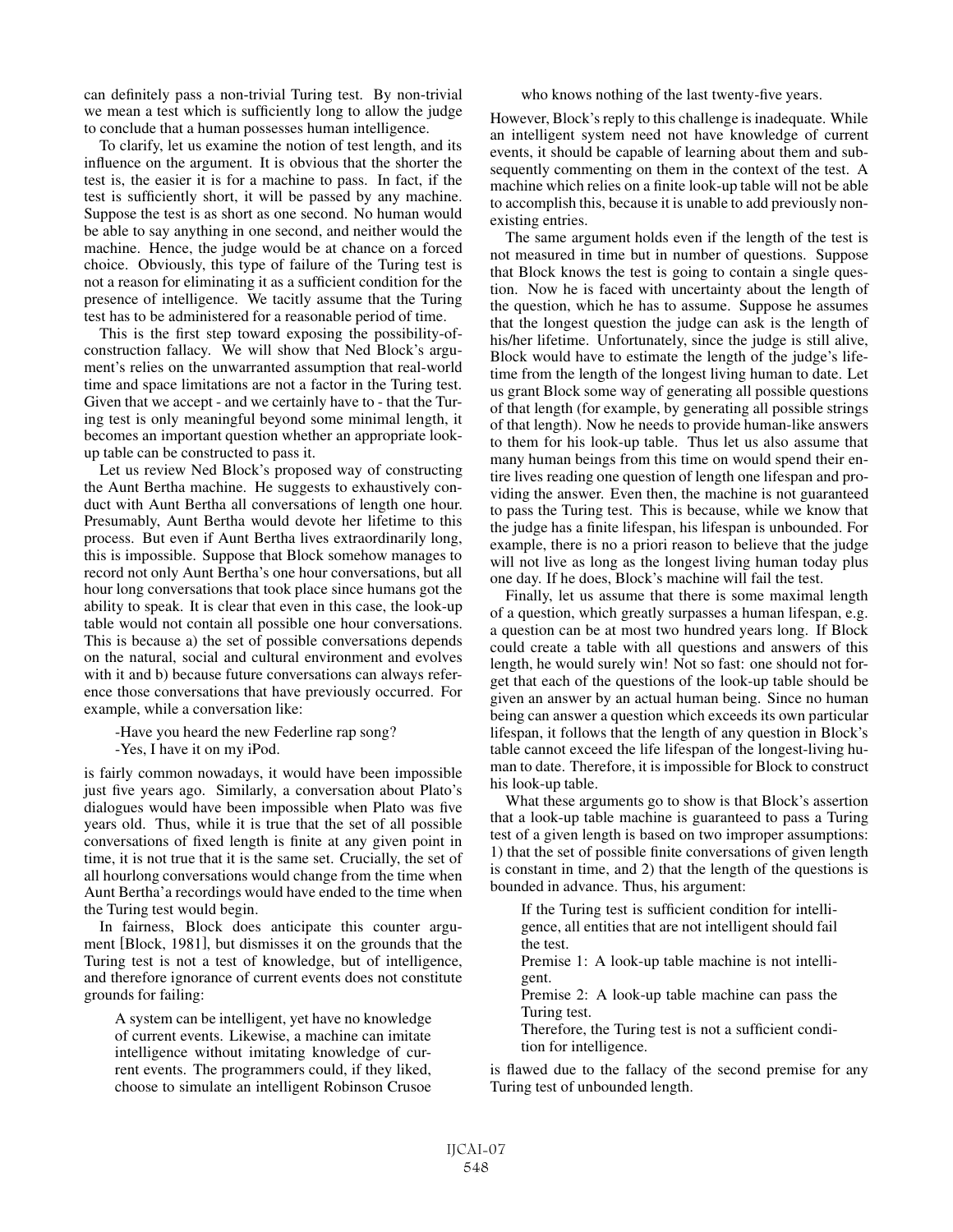can definitely pass a non-trivial Turing test. By non-trivial we mean a test which is sufficiently long to allow the judge to conclude that a human possesses human intelligence.

To clarify, let us examine the notion of test length, and its influence on the argument. It is obvious that the shorter the test is, the easier it is for a machine to pass. In fact, if the test is sufficiently short, it will be passed by any machine. Suppose the test is as short as one second. No human would be able to say anything in one second, and neither would the machine. Hence, the judge would be at chance on a forced choice. Obviously, this type of failure of the Turing test is not a reason for eliminating it as a sufficient condition for the presence of intelligence. We tacitly assume that the Turing test has to be administered for a reasonable period of time.

This is the first step toward exposing the possibility-of-construction fallacy. We will show that Ned Block's argument's relies on the unwarranted assumption that real-world time and space limitations are not a factor in the Turing test. Given that we accept - and we certainly have to - that the Turing test is only meaningful beyond some minimal length, it becomes an important question whether an appropriate look-up table can be constructed to pass it.

Let us review Ned Block's proposed way of constructing the Aunt Bertha machine. He suggests to exhaustively conduct with Aunt Bertha all conversations of length one hour. Presumably, Aunt Bertha would devote her lifetime to this process. But even if Aunt Bertha lives extraordinarily long, this is impossible. Suppose that Block somehow manages to record not only Aunt Bertha's one hour conversations, but all hour long conversations that took place since humans got the ability to speak. It is clear that even in this case, the look-up table would not contain all possible one hour conversations. This is because a) the set of possible conversations depends on the natural, social and cultural environment and evolves with it and b) because future conversations can always reference those conversations that have previously occurred. For example, while a conversation like:

> -Have you heard the new Federline rap song?
> -Yes, I have it on my iPod.

is fairly common nowadays, it would have been impossible just five years ago. Similarly, a conversation about Plato's dialogues would have been impossible when Plato was five years old. Thus, while it is true that the set of all possible conversations of fixed length is finite at any given point in time, it is not true that it is the same set. Crucially, the set of all hourlong conversations would change from the time when Aunt Bertha'a recordings would have ended to the time when the Turing test would begin.

In fairness, Block does anticipate this counter argument [Block, 1981], but dismisses it on the grounds that the Turing test is not a test of knowledge, but of intelligence, and therefore ignorance of current events does not constitute grounds for failing:

> A system can be intelligent, yet have no knowledge of current events. Likewise, a machine can imitate intelligence without imitating knowledge of current events. The programmers could, if they liked, choose to simulate an intelligent Robinson Crusoe who knows nothing of the last twenty-five years.

However, Block's reply to this challenge is inadequate. While an intelligent system need not have knowledge of current events, it should be capable of learning about them and subsequently commenting on them in the context of the test. A machine which relies on a finite look-up table will not be able to accomplish this, because it is unable to add previously non-existing entries.

The same argument holds even if the length of the test is not measured in time but in number of questions. Suppose that Block knows the test is going to contain a single question. Now he is faced with uncertainty about the length of the question, which he has to assume. Suppose he assumes that the longest question the judge can ask is the length of his/her lifetime. Unfortunately, since the judge is still alive, Block would have to estimate the length of the judge's lifetime from the length of the longest living human to date. Let us grant Block some way of generating all possible questions of that length (for example, by generating all possible strings of that length). Now he needs to provide human-like answers to them for his look-up table. Thus let us also assume that many human beings from this time on would spend their entire lives reading one question of length one lifespan and providing the answer. Even then, the machine is not guaranteed to pass the Turing test. This is because, while we know that the judge has a finite lifespan, his lifespan is unbounded. For example, there is no a priori reason to believe that the judge will not live as long as the longest living human today plus one day. If he does, Block's machine will fail the test.

Finally, let us assume that there is some maximal length of a question, which greatly surpasses a human lifespan, e.g. a question can be at most two hundred years long. If Block could create a table with all questions and answers of this length, he would surely win! Not so fast: one should not forget that each of the questions of the look-up table should be given an answer by an actual human being. Since no human being can answer a question which exceeds its own particular lifespan, it follows that the length of any question in Block's table cannot exceed the life lifespan of the longest-living human to date. Therefore, it is impossible for Block to construct his look-up table.

What these arguments go to show is that Block's assertion that a look-up table machine is guaranteed to pass a Turing test of a given length is based on two improper assumptions: 1) that the set of possible finite conversations of given length is constant in time, and 2) that the length of the questions is bounded in advance. Thus, his argument:

> If the Turing test is sufficient condition for intelligence, all entities that are not intelligent should fail the test.
> Premise 1: A look-up table machine is not intelligent.
> Premise 2: A look-up table machine can pass the Turing test.
> Therefore, the Turing test is not a sufficient condition for intelligence.

is flawed due to the fallacy of the second premise for any Turing test of unbounded length.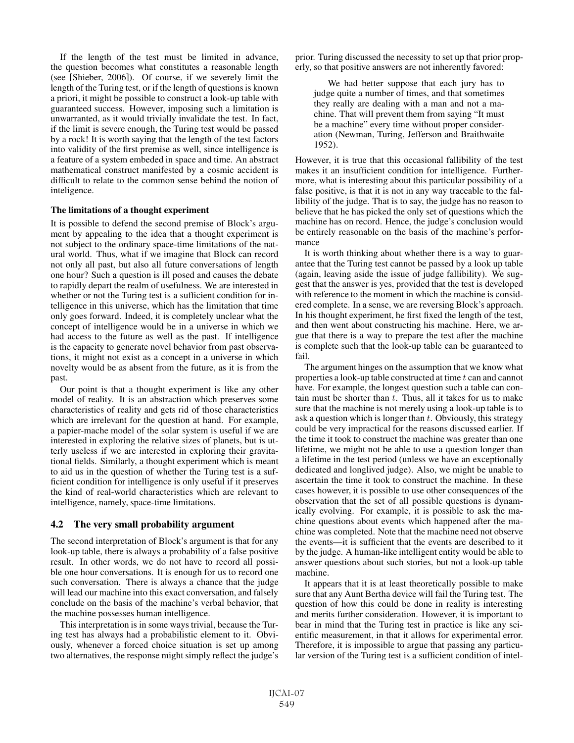If the length of the test must be limited in advance, the question becomes what constitutes a reasonable length (see [Shieber, 2006]). Of course, if we severely limit the length of the Turing test, or if the length of questions is known a priori, it might be possible to construct a look-up table with guaranteed success. However, imposing such a limitation is unwarranted, as it would trivially invalidate the test. In fact, if the limit is severe enough, the Turing test would be passed by a rock! It is worth saying that the length of the test factors into validity of the first premise as well, since intelligence is a feature of a system embeded in space and time. An abstract mathematical construct manifested by a cosmic accident is difficult to relate to the common sense behind the notion of inteligence.

**The limitations of a thought experiment**

It is possible to defend the second premise of Block's argument by appealing to the idea that a thought experiment is not subject to the ordinary space-time limitations of the natural world. Thus, what if we imagine that Block can record not only all past, but also all future conversations of length one hour? Such a question is ill posed and causes the debate to rapidly depart the realm of usefulness. We are interested in whether or not the Turing test is a sufficient condition for intelligence in this universe, which has the limitation that time only goes forward. Indeed, it is completely unclear what the concept of intelligence would be in a universe in which we had access to the future as well as the past. If intelligence is the capacity to generate novel behavior from past observations, it might not exist as a concept in a universe in which novelty would be as absent from the future, as it is from the past.

Our point is that a thought experiment is like any other model of reality. It is an abstraction which preserves some characteristics of reality and gets rid of those characteristics which are irrelevant for the question at hand. For example, a papier-mache model of the solar system is useful if we are interested in exploring the relative sizes of planets, but is utterly useless if we are interested in exploring their gravitational fields. Similarly, a thought experiment which is meant to aid us in the question of whether the Turing test is a sufficient condition for intelligence is only useful if it preserves the kind of real-world characteristics which are relevant to intelligence, namely, space-time limitations.

## 4.2 The very small probability argument

The second interpretation of Block's argument is that for any look-up table, there is always a probability of a false positive result. In other words, we do not have to record all possible one hour conversations. It is enough for us to record one such conversation. There is always a chance that the judge will lead our machine into this exact conversation, and falsely conclude on the basis of the machine's verbal behavior, that the machine possesses human intelligence.

This interpretation is in some ways trivial, because the Turing test has always had a probabilistic element to it. Obviously, whenever a forced choice situation is set up among two alternatives, the response might simply reflect the judge's prior. Turing discussed the necessity to set up that prior properly, so that positive answers are not inherently favored:

> We had better suppose that each jury has to judge quite a number of times, and that sometimes they really are dealing with a man and not a machine. That will prevent them from saying "It must be a machine" every time without proper consideration (Newman, Turing, Jefferson and Braithwaite 1952).

However, it is true that this occasional fallibility of the test makes it an insufficient condition for intelligence. Furthermore, what is interesting about this particular possibility of a false positive, is that it is not in any way traceable to the fallibility of the judge. That is to say, the judge has no reason to believe that he has picked the only set of questions which the machine has on record. Hence, the judge's conclusion would be entirely reasonable on the basis of the machine's performance

It is worth thinking about whether there is a way to guarantee that the Turing test cannot be passed by a look up table (again, leaving aside the issue of judge fallibility). We suggest that the answer is yes, provided that the test is developed with reference to the moment in which the machine is considered complete. In a sense, we are reversing Block's approach. In his thought experiment, he first fixed the length of the test, and then went about constructing his machine. Here, we argue that there is a way to prepare the test after the machine is complete such that the look-up table can be guaranteed to fail.

The argument hinges on the assumption that we know what properties a look-up table constructed at time $t$ can and cannot have. For example, the longest question such a table can contain must be shorter than $t$. Thus, all it takes for us to make sure that the machine is not merely using a look-up table is to ask a question which is longer than $t$. Obviously, this strategy could be very impractical for the reasons discussed earlier. If the time it took to construct the machine was greater than one lifetime, we might not be able to use a question longer than a lifetime in the test period (unless we have an exceptionally dedicated and longlived judge). Also, we might be unable to ascertain the time it took to construct the machine. In these cases however, it is possible to use other consequences of the observation that the set of all possible questions is dynamically evolving. For example, it is possible to ask the machine questions about events which happened after the machine was completed. Note that the machine need not observe the events—it is sufficient that the events are described to it by the judge. A human-like intelligent entity would be able to answer questions about such stories, but not a look-up table machine.

It appears that it is at least theoretically possible to make sure that any Aunt Bertha device will fail the Turing test. The question of how this could be done in reality is interesting and merits further consideration. However, it is important to bear in mind that the Turing test in practice is like any scientific measurement, in that it allows for experimental error. Therefore, it is impossible to argue that passing any particular version of the Turing test is a sufficient condition of intel-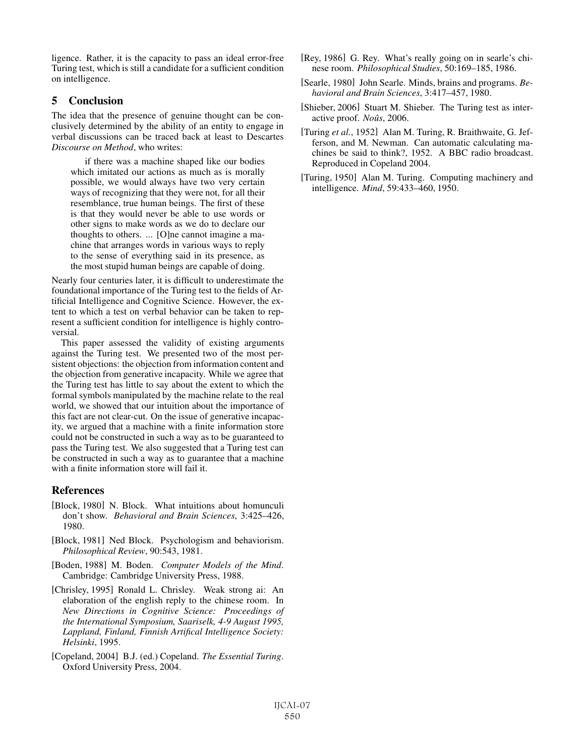ligence. Rather, it is the capacity to pass an ideal error-free Turing test, which is still a candidate for a sufficient condition on intelligence.

## 5 Conclusion

The idea that the presence of genuine thought can be conclusively determined by the ability of an entity to engage in verbal discussions can be traced back at least to Descartes *Discourse on Method*, who writes:

> if there was a machine shaped like our bodies which imitated our actions as much as is morally possible, we would always have two very certain ways of recognizing that they were not, for all their resemblance, true human beings. The first of these is that they would never be able to use words or other signs to make words as we do to declare our thoughts to others. ... [O]ne cannot imagine a machine that arranges words in various ways to reply to the sense of everything said in its presence, as the most stupid human beings are capable of doing.

Nearly four centuries later, it is difficult to underestimate the foundational importance of the Turing test to the fields of Artificial Intelligence and Cognitive Science. However, the extent to which a test on verbal behavior can be taken to represent a sufficient condition for intelligence is highly controversial.

This paper assessed the validity of existing arguments against the Turing test. We presented two of the most persistent objections: the objection from information content and the objection from generative incapacity. While we agree that the Turing test has little to say about the extent to which the formal symbols manipulated by the machine relate to the real world, we showed that our intuition about the importance of this fact are not clear-cut. On the issue of generative incapacity, we argued that a machine with a finite information store could not be constructed in such a way as to be guaranteed to pass the Turing test. We also suggested that a Turing test can be constructed in such a way as to guarantee that a machine with a finite information store will fail it.

## References

- [Block, 1980] N. Block. What intuitions about homunculi don't show. *Behavioral and Brain Sciences*, 3:425–426, 1980.
- [Block, 1981] Ned Block. Psychologism and behaviorism. *Philosophical Review*, 90:543, 1981.
- [Boden, 1988] M. Boden. *Computer Models of the Mind*. Cambridge: Cambridge University Press, 1988.
- [Chrisley, 1995] Ronald L. Chrisley. Weak strong ai: An elaboration of the english reply to the chinese room. In *New Directions in Cognitive Science: Proceedings of the International Symposium, Saariselk, 4-9 August 1995, Lappland, Finland, Finnish Artifical Intelligence Society: Helsinki*, 1995.
- [Copeland, 2004] B.J. (ed.) Copeland. *The Essential Turing*. Oxford University Press, 2004.
- [Rey, 1986] G. Rey. What's really going on in searle's chinese room. *Philosophical Studies*, 50:169–185, 1986.
- [Searle, 1980] John Searle. Minds, brains and programs. *Behavioral and Brain Sciences*, 3:417–457, 1980.
- [Shieber, 2006] Stuart M. Shieber. The Turing test as interactive proof. *Noûs*, 2006.
- [Turing *et al.*, 1952] Alan M. Turing, R. Braithwaite, G. Jefferson, and M. Newman. Can automatic calculating machines be said to think?, 1952. A BBC radio broadcast. Reproduced in Copeland 2004.
- [Turing, 1950] Alan M. Turing. Computing machinery and intelligence. *Mind*, 59:433–460, 1950.